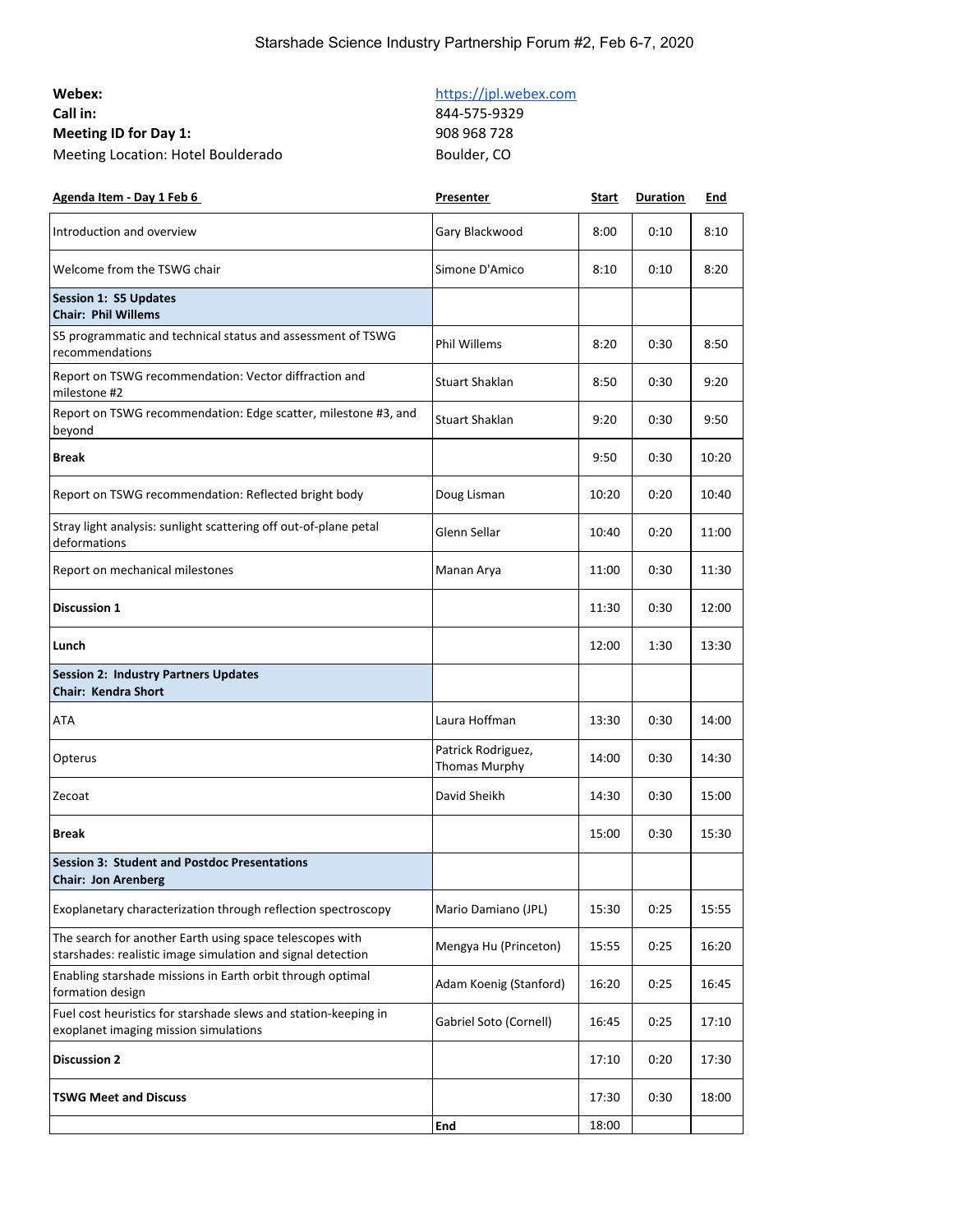# Starshade Science Industry Partnership Forum #2, Feb 6-7, 2020

**Webex:** https://jpl.webex.com
**Call in:** 844-575-9329
**Meeting ID for Day 1:** 908 968 728
Meeting Location: Hotel Boulderado Boulder, CO

| Agenda Item - Day 1 Feb 6 | Presenter | Start | Duration | End |
|---|---|---|---|---|
| Introduction and overview | Gary Blackwood | 8:00 | 0:10 | 8:10 |
| Welcome from the TSWG chair | Simone D'Amico | 8:10 | 0:10 | 8:20 |
| **Session 1: S5 Updates**<br>**Chair: Phil Willems** | | | | |
| S5 programmatic and technical status and assessment of TSWG recommendations | Phil Willems | 8:20 | 0:30 | 8:50 |
| Report on TSWG recommendation: Vector diffraction and milestone #2 | Stuart Shaklan | 8:50 | 0:30 | 9:20 |
| Report on TSWG recommendation: Edge scatter, milestone #3, and beyond | Stuart Shaklan | 9:20 | 0:30 | 9:50 |
| **Break** | | 9:50 | 0:30 | 10:20 |
| Report on TSWG recommendation: Reflected bright body | Doug Lisman | 10:20 | 0:20 | 10:40 |
| Stray light analysis: sunlight scattering off out-of-plane petal deformations | Glenn Sellar | 10:40 | 0:20 | 11:00 |
| Report on mechanical milestones | Manan Arya | 11:00 | 0:30 | 11:30 |
| **Discussion 1** | | 11:30 | 0:30 | 12:00 |
| **Lunch** | | 12:00 | 1:30 | 13:30 |
| **Session 2: Industry Partners Updates**<br>**Chair: Kendra Short** | | | | |
| ATA | Laura Hoffman | 13:30 | 0:30 | 14:00 |
| Opterus | Patrick Rodriguez, Thomas Murphy | 14:00 | 0:30 | 14:30 |
| Zecoat | David Sheikh | 14:30 | 0:30 | 15:00 |
| **Break** | | 15:00 | 0:30 | 15:30 |
| **Session 3: Student and Postdoc Presentations**<br>**Chair: Jon Arenberg** | | | | |
| Exoplanetary characterization through reflection spectroscopy | Mario Damiano (JPL) | 15:30 | 0:25 | 15:55 |
| The search for another Earth using space telescopes with starshades: realistic image simulation and signal detection | Mengya Hu (Princeton) | 15:55 | 0:25 | 16:20 |
| Enabling starshade missions in Earth orbit through optimal formation design | Adam Koenig (Stanford) | 16:20 | 0:25 | 16:45 |
| Fuel cost heuristics for starshade slews and station-keeping in exoplanet imaging mission simulations | Gabriel Soto (Cornell) | 16:45 | 0:25 | 17:10 |
| **Discussion 2** | | 17:10 | 0:20 | 17:30 |
| **TSWG Meet and Discuss** | | 17:30 | 0:30 | 18:00 |
| | **End** | 18:00 | | |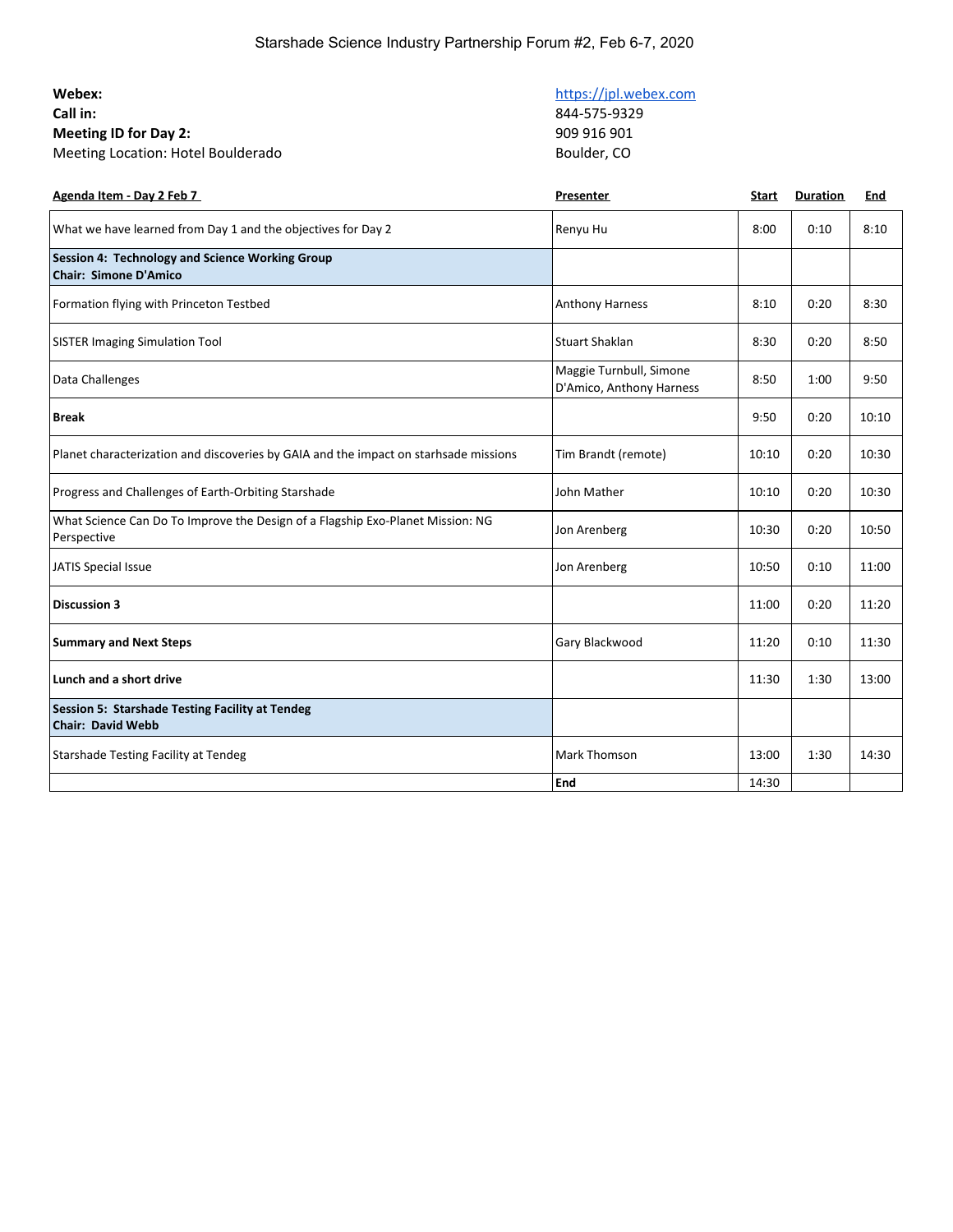Starshade Science Industry Partnership Forum #2, Feb 6-7, 2020

| | |
|---|---|
| **Webex:** | https://jpl.webex.com |
| **Call in:** | 844-575-9329 |
| **Meeting ID for Day 2:** | 909 916 901 |
| Meeting Location: Hotel Boulderado | Boulder, CO |

| Agenda Item - Day 2 Feb 7 | Presenter | Start | Duration | End |
|---|---|---|---|---|
| What we have learned from Day 1 and the objectives for Day 2 | Renyu Hu | 8:00 | 0:10 | 8:10 |
| **Session 4: Technology and Science Working Group Chair: Simone D'Amico** | | | | |
| Formation flying with Princeton Testbed | Anthony Harness | 8:10 | 0:20 | 8:30 |
| SISTER Imaging Simulation Tool | Stuart Shaklan | 8:30 | 0:20 | 8:50 |
| Data Challenges | Maggie Turnbull, Simone D'Amico, Anthony Harness | 8:50 | 1:00 | 9:50 |
| **Break** | | 9:50 | 0:20 | 10:10 |
| Planet characterization and discoveries by GAIA and the impact on starhsade missions | Tim Brandt (remote) | 10:10 | 0:20 | 10:30 |
| Progress and Challenges of Earth-Orbiting Starshade | John Mather | 10:10 | 0:20 | 10:30 |
| What Science Can Do To Improve the Design of a Flagship Exo-Planet Mission: NG Perspective | Jon Arenberg | 10:30 | 0:20 | 10:50 |
| JATIS Special Issue | Jon Arenberg | 10:50 | 0:10 | 11:00 |
| **Discussion 3** | | 11:00 | 0:20 | 11:20 |
| **Summary and Next Steps** | Gary Blackwood | 11:20 | 0:10 | 11:30 |
| **Lunch and a short drive** | | 11:30 | 1:30 | 13:00 |
| **Session 5: Starshade Testing Facility at Tendeg Chair: David Webb** | | | | |
| Starshade Testing Facility at Tendeg | Mark Thomson | 13:00 | 1:30 | 14:30 |
| | **End** | 14:30 | | |